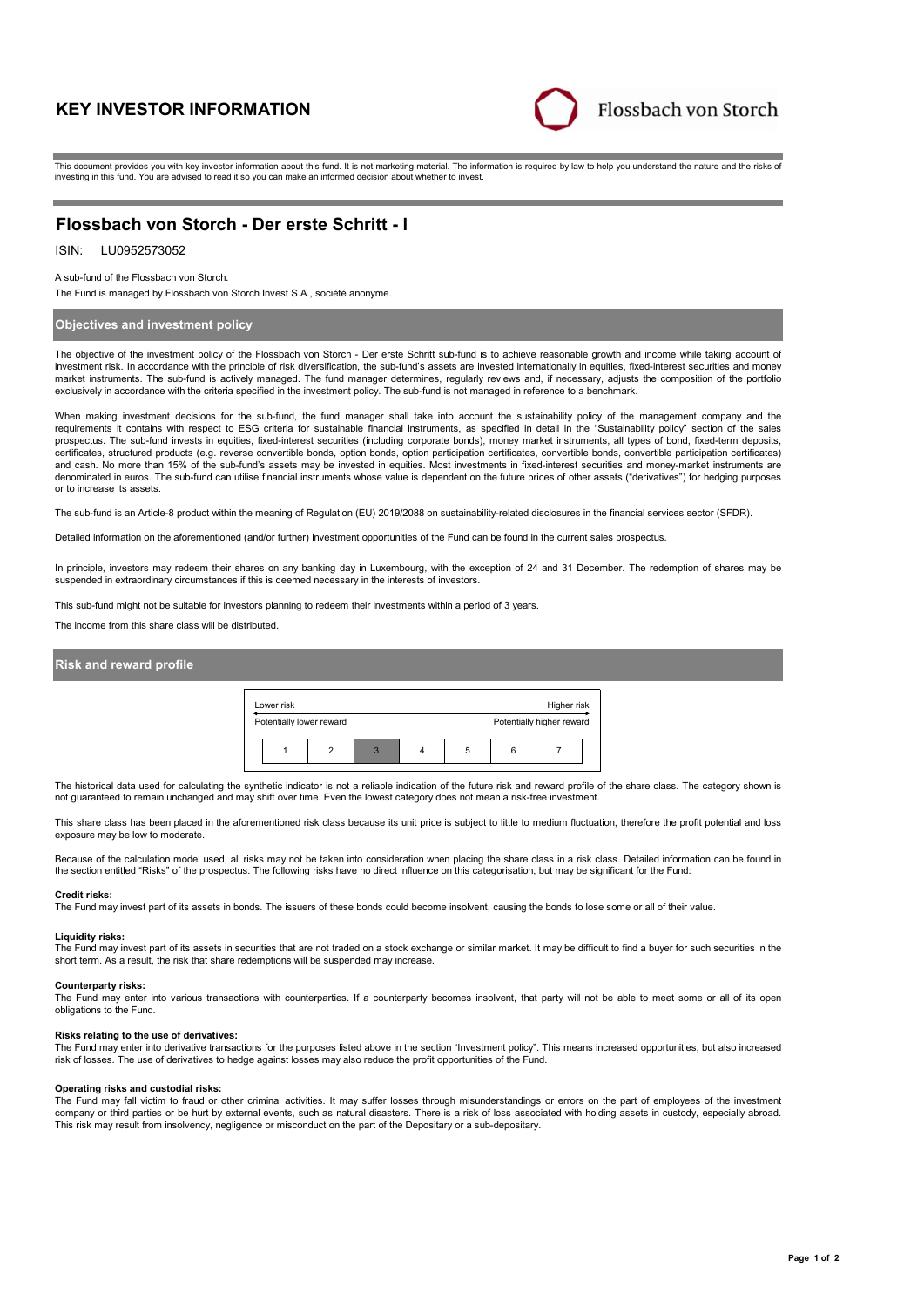# KEY INVESTOR INFORMATION

Flossbach von Storch

This document provides you with key investor information about this fund. It is not marketing material. The information is required by law to help you understand the nature and the risks of investing in this fund. You are advised to read it so you can make an informed decision about whether to invest.

## Flossbach von Storch - Der erste Schritt - I

ISIN: LU0952573052

A sub-fund of the Flossbach von Storch.

The Fund is managed by Flossbach von Storch Invest S.A., société anonyme.

### Objectives and investment policy

The objective of the investment policy of the Flossbach von Storch - Der erste Schritt sub-fund is to achieve reasonable growth and income while taking account of investment risk. In accordance with the principle of risk diversification, the sub-fund's assets are invested internationally in equities, fixed-interest securities and money market instruments. The sub-fund is actively managed. The fund manager determines, regularly reviews and, if necessary, adjusts the composition of the portfolio exclusively in accordance with the criteria specified in the investment policy. The sub-fund is not managed in reference to a benchmark.

When making investment decisions for the sub-fund, the fund manager shall take into account the sustainability policy of the management company and the requirements it contains with respect to ESG criteria for sustainable financial instruments, as specified in detail in the "Sustainability policy" section of the sales prospectus. The sub-fund invests in equities, fixed-interest securities (including corporate bonds), money market instruments, all types of bond, fixed-term deposits, certificates, structured products (e.g. reverse convertible bonds, option bonds, option participation certificates, convertible bonds, convertible participation certificates) and cash. No more than 15% of the sub-fund's assets may be invested in equities. Most investments in fixed-interest securities and money-market instruments are denominated in euros. The sub-fund can utilise financial instruments whose value is dependent on the future prices of other assets ("derivatives") for hedging purposes or to increase its assets.

The sub-fund is an Article-8 product within the meaning of Regulation (EU) 2019/2088 on sustainability-related disclosures in the financial services sector (SFDR).

Detailed information on the aforementioned (and/or further) investment opportunities of the Fund can be found in the current sales prospectus.

In principle, investors may redeem their shares on any banking day in Luxembourg, with the exception of 24 and 31 December. The redemption of shares may be suspended in extraordinary circumstances if this is deemed necessary in the interests of investors.

This sub-fund might not be suitable for investors planning to redeem their investments within a period of 3 years.

The income from this share class will be distributed.

### Risk and reward profile

| Lower risk | | | | | | Higher risk |
|---|---|---|---|---|---|---|
| Potentially lower reward | | | | | | Potentially higher reward |
| 1 | 2 | **3** | 4 | 5 | 6 | 7 |

The historical data used for calculating the synthetic indicator is not a reliable indication of the future risk and reward profile of the share class. The category shown is not guaranteed to remain unchanged and may shift over time. Even the lowest category does not mean a risk-free investment.

This share class has been placed in the aforementioned risk class because its unit price is subject to little to medium fluctuation, therefore the profit potential and loss exposure may be low to moderate.

Because of the calculation model used, all risks may not be taken into consideration when placing the share class in a risk class. Detailed information can be found in the section entitled "Risks" of the prospectus. The following risks have no direct influence on this categorisation, but may be significant for the Fund:

**Credit risks:**
The Fund may invest part of its assets in bonds. The issuers of these bonds could become insolvent, causing the bonds to lose some or all of their value.

**Liquidity risks:**
The Fund may invest part of its assets in securities that are not traded on a stock exchange or similar market. It may be difficult to find a buyer for such securities in the short term. As a result, the risk that share redemptions will be suspended may increase.

**Counterparty risks:**
The Fund may enter into various transactions with counterparties. If a counterparty becomes insolvent, that party will not be able to meet some or all of its open obligations to the Fund.

**Risks relating to the use of derivatives:**
The Fund may enter into derivative transactions for the purposes listed above in the section "Investment policy". This means increased opportunities, but also increased risk of losses. The use of derivatives to hedge against losses may also reduce the profit opportunities of the Fund.

**Operating risks and custodial risks:**
The Fund may fall victim to fraud or other criminal activities. It may suffer losses through misunderstandings or errors on the part of employees of the investment company or third parties or be hurt by external events, such as natural disasters. There is a risk of loss associated with holding assets in custody, especially abroad. This risk may result from insolvency, negligence or misconduct on the part of the Depositary or a sub-depositary.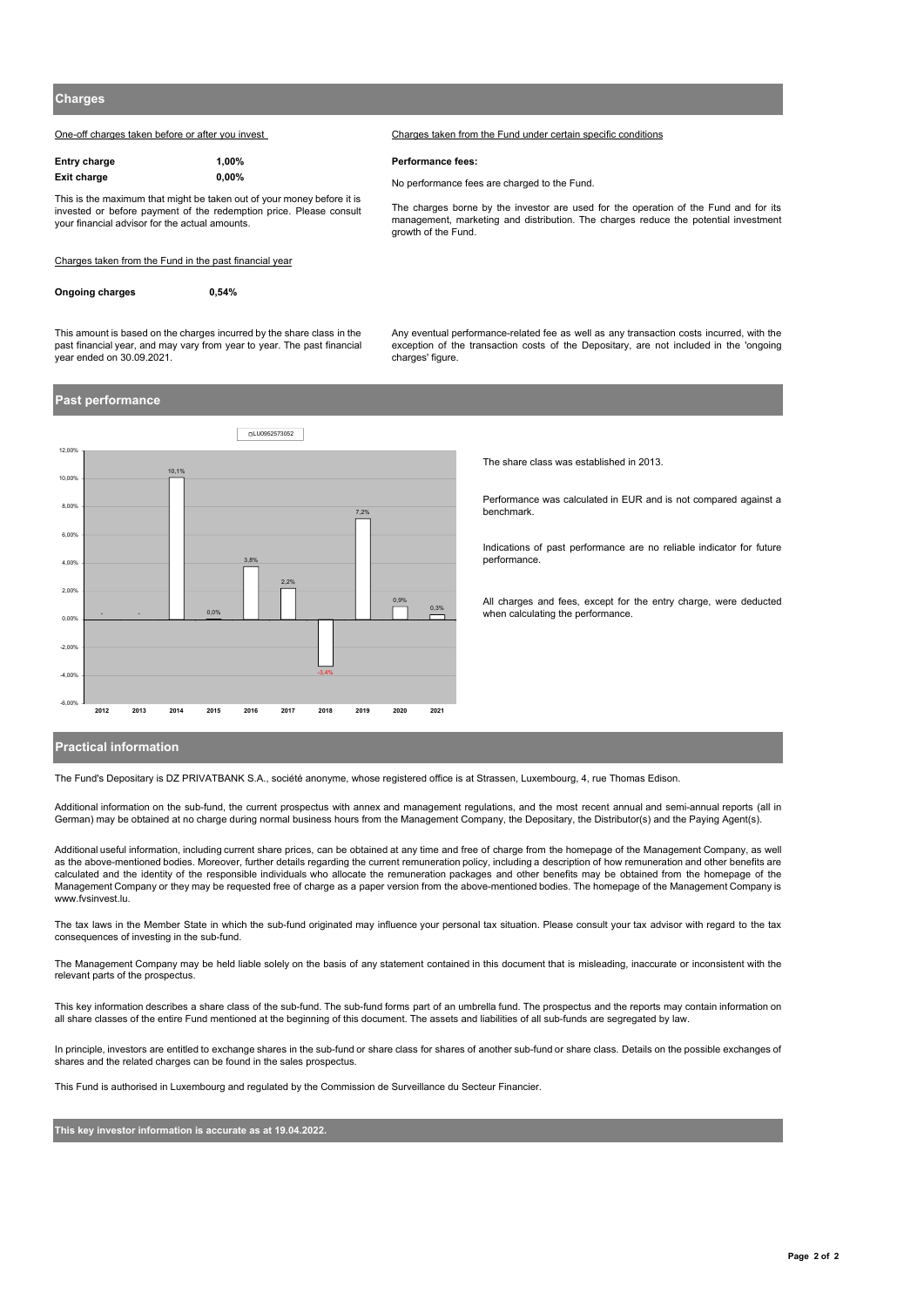## Charges

One-off charges taken before or after you invest

| | |
|---|---|
| **Entry charge** | **1,00%** |
| **Exit charge** | **0,00%** |

This is the maximum that might be taken out of your money before it is invested or before payment of the redemption price. Please consult your financial advisor for the actual amounts.

Charges taken from the Fund in the past financial year

| | |
|---|---|
| **Ongoing charges** | **0,54%** |

This amount is based on the charges incurred by the share class in the past financial year, and may vary from year to year. The past financial year ended on 30.09.2021.

Charges taken from the Fund under certain specific conditions

**Performance fees:**

No performance fees are charged to the Fund.

The charges borne by the investor are used for the operation of the Fund and for its management, marketing and distribution. The charges reduce the potential investment growth of the Fund.

Any eventual performance-related fee as well as any transaction costs incurred, with the exception of the transaction costs of the Depositary, are not included in the 'ongoing charges' figure.

## Past performance

LU0962573052

12,00%
10,00%
8,00%
6,00%
4,00%
2,00%
0,00%
-2,00%
-4,00%
-6,00%

2012: -
2013: -
2014: 10,1%
2015: 0,0%
2016: 3,8%
2017: 2,2%
2018: -3,4%
2019: 7,2%
2020: 0,9%
2021: 0,3%

The share class was established in 2013.

Performance was calculated in EUR and is not compared against a benchmark.

Indications of past performance are no reliable indicator for future performance.

All charges and fees, except for the entry charge, were deducted when calculating the performance.

## Practical information

The Fund's Depositary is DZ PRIVATBANK S.A., société anonyme, whose registered office is at Strassen, Luxembourg, 4, rue Thomas Edison.

Additional information on the sub-fund, the current prospectus with annex and management regulations, and the most recent annual and semi-annual reports (all in German) may be obtained at no charge during normal business hours from the Management Company, the Depositary, the Distributor(s) and the Paying Agent(s).

Additional useful information, including current share prices, can be obtained at any time and free of charge from the homepage of the Management Company, as well as the above-mentioned bodies. Moreover, further details regarding the current remuneration policy, including a description of how remuneration and other benefits are calculated and the identity of the responsible individuals who allocate the remuneration packages and other benefits may be obtained from the homepage of the Management Company or they may be requested free of charge as a paper version from the above-mentioned bodies. The homepage of the Management Company is www.fvsinvest.lu.

The tax laws in the Member State in which the sub-fund originated may influence your personal tax situation. Please consult your tax advisor with regard to the tax consequences of investing in the sub-fund.

The Management Company may be held liable solely on the basis of any statement contained in this document that is misleading, inaccurate or inconsistent with the relevant parts of the prospectus.

This key information describes a share class of the sub-fund. The sub-fund forms part of an umbrella fund. The prospectus and the reports may contain information on all share classes of the entire Fund mentioned at the beginning of this document. The assets and liabilities of all sub-funds are segregated by law.

In principle, investors are entitled to exchange shares in the sub-fund or share class for shares of another sub-fund or share class. Details on the possible exchanges of shares and the related charges can be found in the sales prospectus.

This Fund is authorised in Luxembourg and regulated by the Commission de Surveillance du Secteur Financier.

**This key investor information is accurate as at 19.04.2022.**